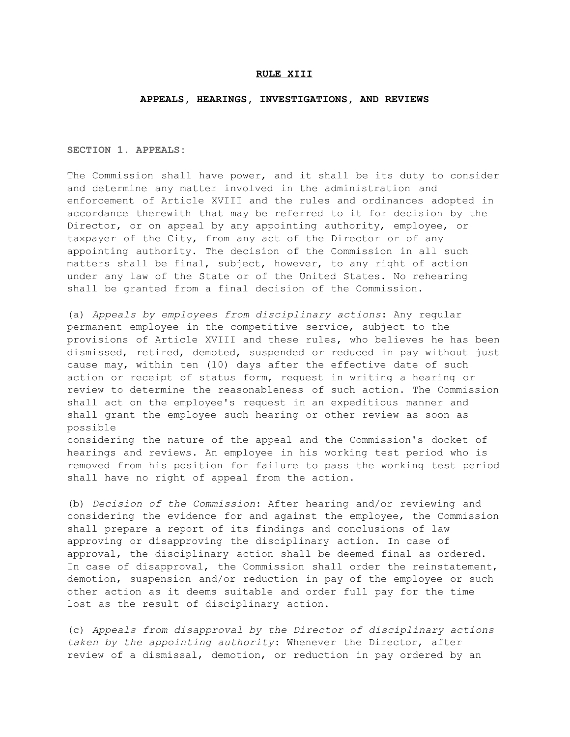# RULE XIII

## APPEALS, HEARINGS, INVESTIGATIONS, AND REVIEWS

### SECTION 1. APPEALS:

The Commission shall have power, and it shall be its duty to consider and determine any matter involved in the administration and enforcement of Article XVIII and the rules and ordinances adopted in accordance therewith that may be referred to it for decision by the Director, or on appeal by any appointing authority, employee, or taxpayer of the City, from any act of the Director or of any appointing authority. The decision of the Commission in all such matters shall be final, subject, however, to any right of action under any law of the State or of the United States. No rehearing shall be granted from a final decision of the Commission.

(a) *Appeals by employees from disciplinary actions*: Any regular permanent employee in the competitive service, subject to the provisions of Article XVIII and these rules, who believes he has been dismissed, retired, demoted, suspended or reduced in pay without just cause may, within ten (10) days after the effective date of such action or receipt of status form, request in writing a hearing or review to determine the reasonableness of such action. The Commission shall act on the employee's request in an expeditious manner and shall grant the employee such hearing or other review as soon as possible considering the nature of the appeal and the Commission's docket of hearings and reviews. An employee in his working test period who is removed from his position for failure to pass the working test period shall have no right of appeal from the action.

(b) *Decision of the Commission*: After hearing and/or reviewing and considering the evidence for and against the employee, the Commission shall prepare a report of its findings and conclusions of law approving or disapproving the disciplinary action. In case of approval, the disciplinary action shall be deemed final as ordered. In case of disapproval, the Commission shall order the reinstatement, demotion, suspension and/or reduction in pay of the employee or such other action as it deems suitable and order full pay for the time lost as the result of disciplinary action.

(c) *Appeals from disapproval by the Director of disciplinary actions taken by the appointing authority*: Whenever the Director, after review of a dismissal, demotion, or reduction in pay ordered by an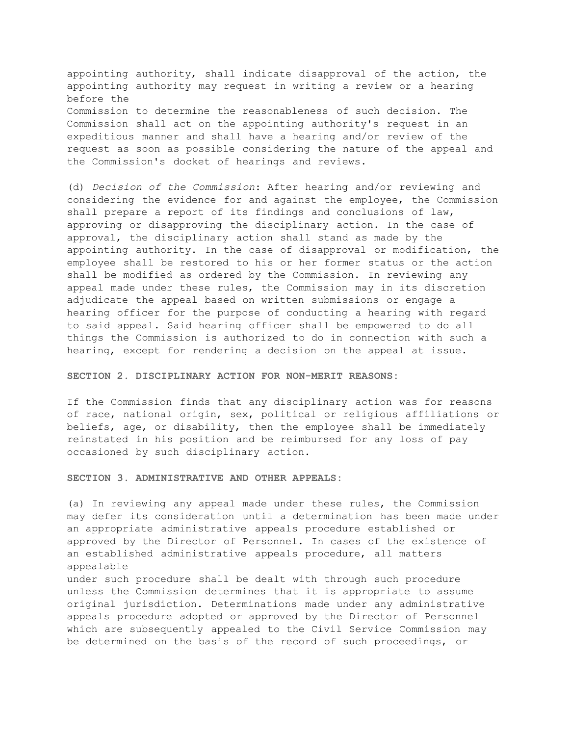appointing authority, shall indicate disapproval of the action, the appointing authority may request in writing a review or a hearing before the Commission to determine the reasonableness of such decision. The Commission shall act on the appointing authority's request in an expeditious manner and shall have a hearing and/or review of the request as soon as possible considering the nature of the appeal and the Commission's docket of hearings and reviews.

(d) *Decision of the Commission*: After hearing and/or reviewing and considering the evidence for and against the employee, the Commission shall prepare a report of its findings and conclusions of law, approving or disapproving the disciplinary action. In the case of approval, the disciplinary action shall stand as made by the appointing authority. In the case of disapproval or modification, the employee shall be restored to his or her former status or the action shall be modified as ordered by the Commission. In reviewing any appeal made under these rules, the Commission may in its discretion adjudicate the appeal based on written submissions or engage a hearing officer for the purpose of conducting a hearing with regard to said appeal. Said hearing officer shall be empowered to do all things the Commission is authorized to do in connection with such a hearing, except for rendering a decision on the appeal at issue.

**SECTION 2. DISCIPLINARY ACTION FOR NON-MERIT REASONS:**

If the Commission finds that any disciplinary action was for reasons of race, national origin, sex, political or religious affiliations or beliefs, age, or disability, then the employee shall be immediately reinstated in his position and be reimbursed for any loss of pay occasioned by such disciplinary action.

**SECTION 3. ADMINISTRATIVE AND OTHER APPEALS:**

(a) In reviewing any appeal made under these rules, the Commission may defer its consideration until a determination has been made under an appropriate administrative appeals procedure established or approved by the Director of Personnel. In cases of the existence of an established administrative appeals procedure, all matters appealable under such procedure shall be dealt with through such procedure unless the Commission determines that it is appropriate to assume original jurisdiction. Determinations made under any administrative appeals procedure adopted or approved by the Director of Personnel which are subsequently appealed to the Civil Service Commission may be determined on the basis of the record of such proceedings, or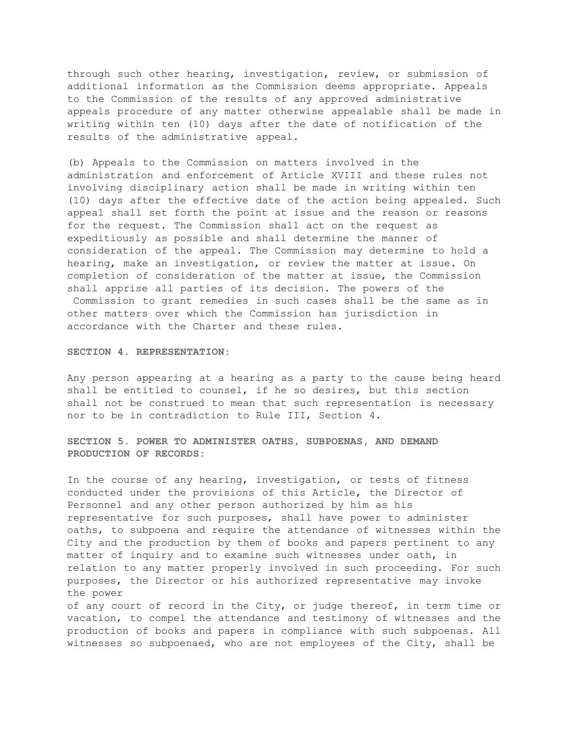through such other hearing, investigation, review, or submission of additional information as the Commission deems appropriate. Appeals to the Commission of the results of any approved administrative appeals procedure of any matter otherwise appealable shall be made in writing within ten (10) days after the date of notification of the results of the administrative appeal.

(b) Appeals to the Commission on matters involved in the administration and enforcement of Article XVIII and these rules not involving disciplinary action shall be made in writing within ten (10) days after the effective date of the action being appealed. Such appeal shall set forth the point at issue and the reason or reasons for the request. The Commission shall act on the request as expeditiously as possible and shall determine the manner of consideration of the appeal. The Commission may determine to hold a hearing, make an investigation, or review the matter at issue. On completion of consideration of the matter at issue, the Commission shall apprise all parties of its decision. The powers of the Commission to grant remedies in such cases shall be the same as in other matters over which the Commission has jurisdiction in accordance with the Charter and these rules.

**SECTION 4. REPRESENTATION:**

Any person appearing at a hearing as a party to the cause being heard shall be entitled to counsel, if he so desires, but this section shall not be construed to mean that such representation is necessary nor to be in contradiction to Rule III, Section 4.

**SECTION 5. POWER TO ADMINISTER OATHS, SUBPOENAS, AND DEMAND PRODUCTION OF RECORDS:**

In the course of any hearing, investigation, or tests of fitness conducted under the provisions of this Article, the Director of Personnel and any other person authorized by him as his representative for such purposes, shall have power to administer oaths, to subpoena and require the attendance of witnesses within the City and the production by them of books and papers pertinent to any matter of inquiry and to examine such witnesses under oath, in relation to any matter properly involved in such proceeding. For such purposes, the Director or his authorized representative may invoke the power of any court of record in the City, or judge thereof, in term time or vacation, to compel the attendance and testimony of witnesses and the production of books and papers in compliance with such subpoenas. All witnesses so subpoenaed, who are not employees of the City, shall be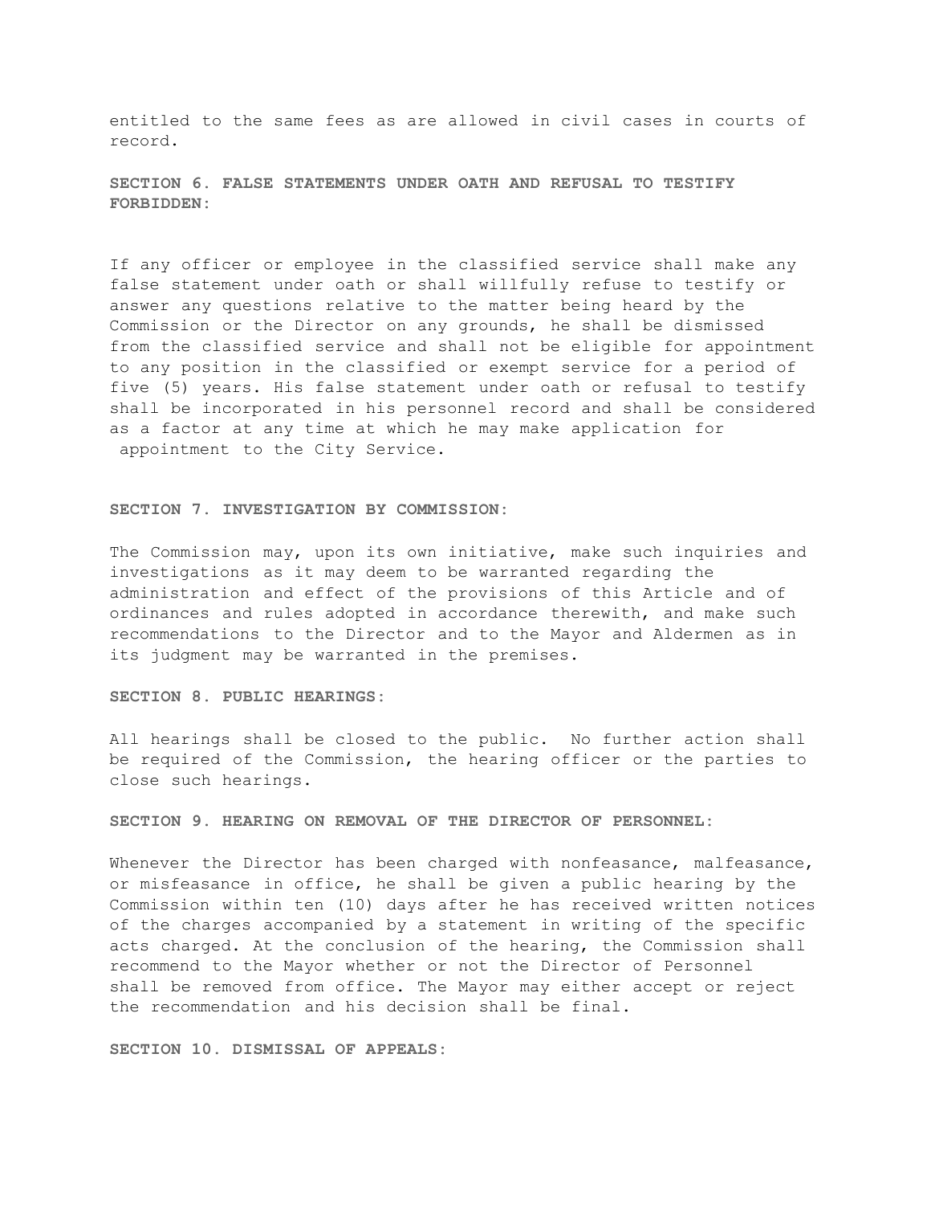entitled to the same fees as are allowed in civil cases in courts of record.

**SECTION 6. FALSE STATEMENTS UNDER OATH AND REFUSAL TO TESTIFY FORBIDDEN:**

If any officer or employee in the classified service shall make any false statement under oath or shall willfully refuse to testify or answer any questions relative to the matter being heard by the Commission or the Director on any grounds, he shall be dismissed from the classified service and shall not be eligible for appointment to any position in the classified or exempt service for a period of five (5) years. His false statement under oath or refusal to testify shall be incorporated in his personnel record and shall be considered as a factor at any time at which he may make application for appointment to the City Service.

**SECTION 7. INVESTIGATION BY COMMISSION:**

The Commission may, upon its own initiative, make such inquiries and investigations as it may deem to be warranted regarding the administration and effect of the provisions of this Article and of ordinances and rules adopted in accordance therewith, and make such recommendations to the Director and to the Mayor and Aldermen as in its judgment may be warranted in the premises.

**SECTION 8. PUBLIC HEARINGS:**

All hearings shall be closed to the public. No further action shall be required of the Commission, the hearing officer or the parties to close such hearings.

**SECTION 9. HEARING ON REMOVAL OF THE DIRECTOR OF PERSONNEL:**

Whenever the Director has been charged with nonfeasance, malfeasance, or misfeasance in office, he shall be given a public hearing by the Commission within ten (10) days after he has received written notices of the charges accompanied by a statement in writing of the specific acts charged. At the conclusion of the hearing, the Commission shall recommend to the Mayor whether or not the Director of Personnel shall be removed from office. The Mayor may either accept or reject the recommendation and his decision shall be final.

**SECTION 10. DISMISSAL OF APPEALS:**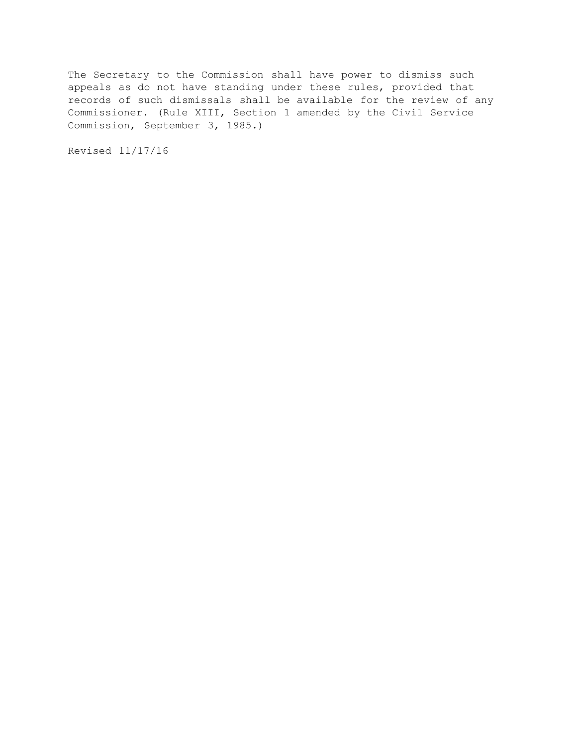The Secretary to the Commission shall have power to dismiss such appeals as do not have standing under these rules, provided that records of such dismissals shall be available for the review of any Commissioner. (Rule XIII, Section 1 amended by the Civil Service Commission, September 3, 1985.)

Revised 11/17/16